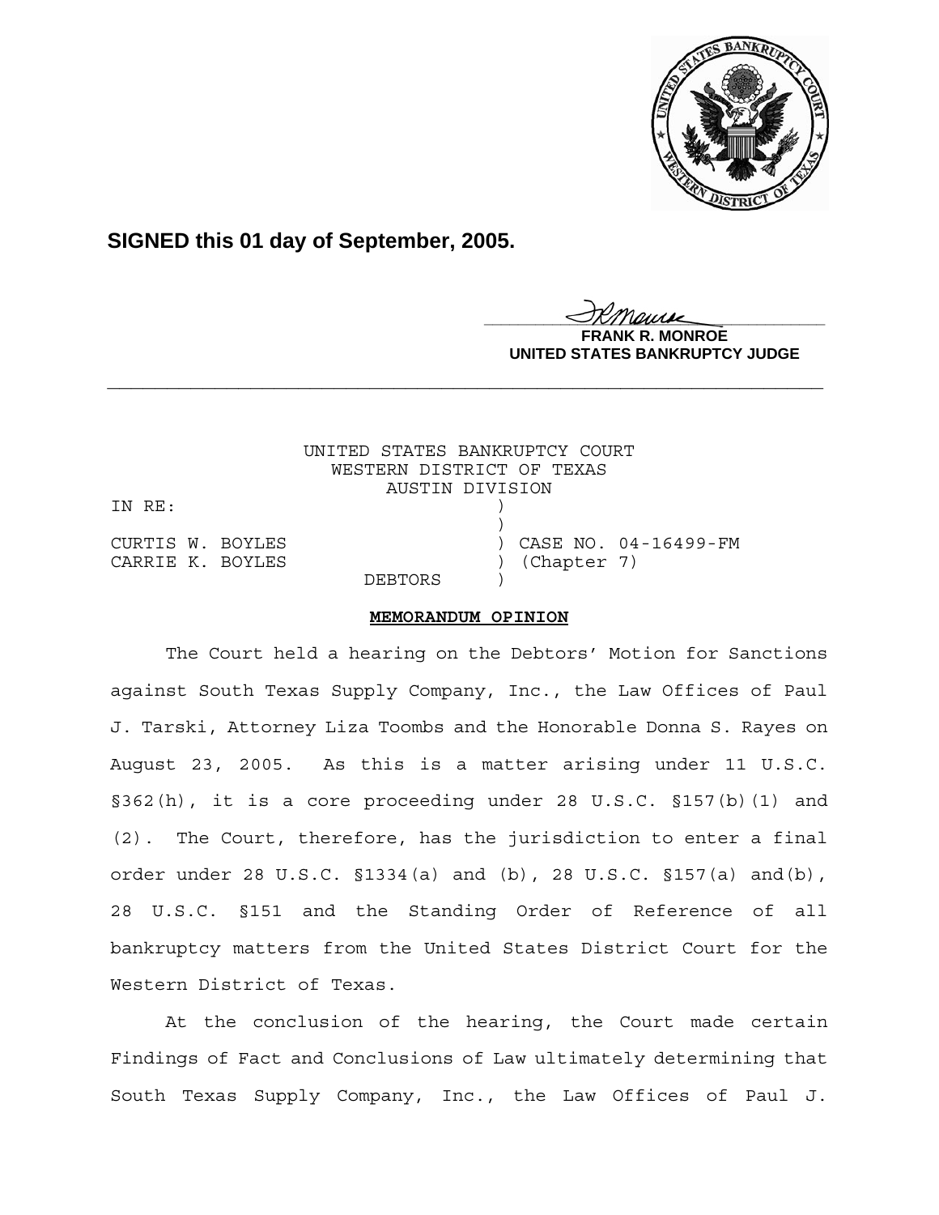**SIGNED this 01 day of September, 2005.**

**FRANK R. MONROE**
**UNITED STATES BANKRUPTCY JUDGE**

---

UNITED STATES BANKRUPTCY COURT
WESTERN DISTRICT OF TEXAS
AUSTIN DIVISION

| | |
|---|---|
| IN RE: | ) |
| | ) |
| CURTIS W. BOYLES | ) CASE NO. 04-16499-FM |
| CARRIE K. BOYLES | ) (Chapter 7) |
| DEBTORS | ) |

**MEMORANDUM OPINION**

The Court held a hearing on the Debtors' Motion for Sanctions against South Texas Supply Company, Inc., the Law Offices of Paul J. Tarski, Attorney Liza Toombs and the Honorable Donna S. Rayes on August 23, 2005. As this is a matter arising under 11 U.S.C. §362(h), it is a core proceeding under 28 U.S.C. §157(b)(1) and (2). The Court, therefore, has the jurisdiction to enter a final order under 28 U.S.C. §1334(a) and (b), 28 U.S.C. §157(a) and(b), 28 U.S.C. §151 and the Standing Order of Reference of all bankruptcy matters from the United States District Court for the Western District of Texas.

At the conclusion of the hearing, the Court made certain Findings of Fact and Conclusions of Law ultimately determining that South Texas Supply Company, Inc., the Law Offices of Paul J.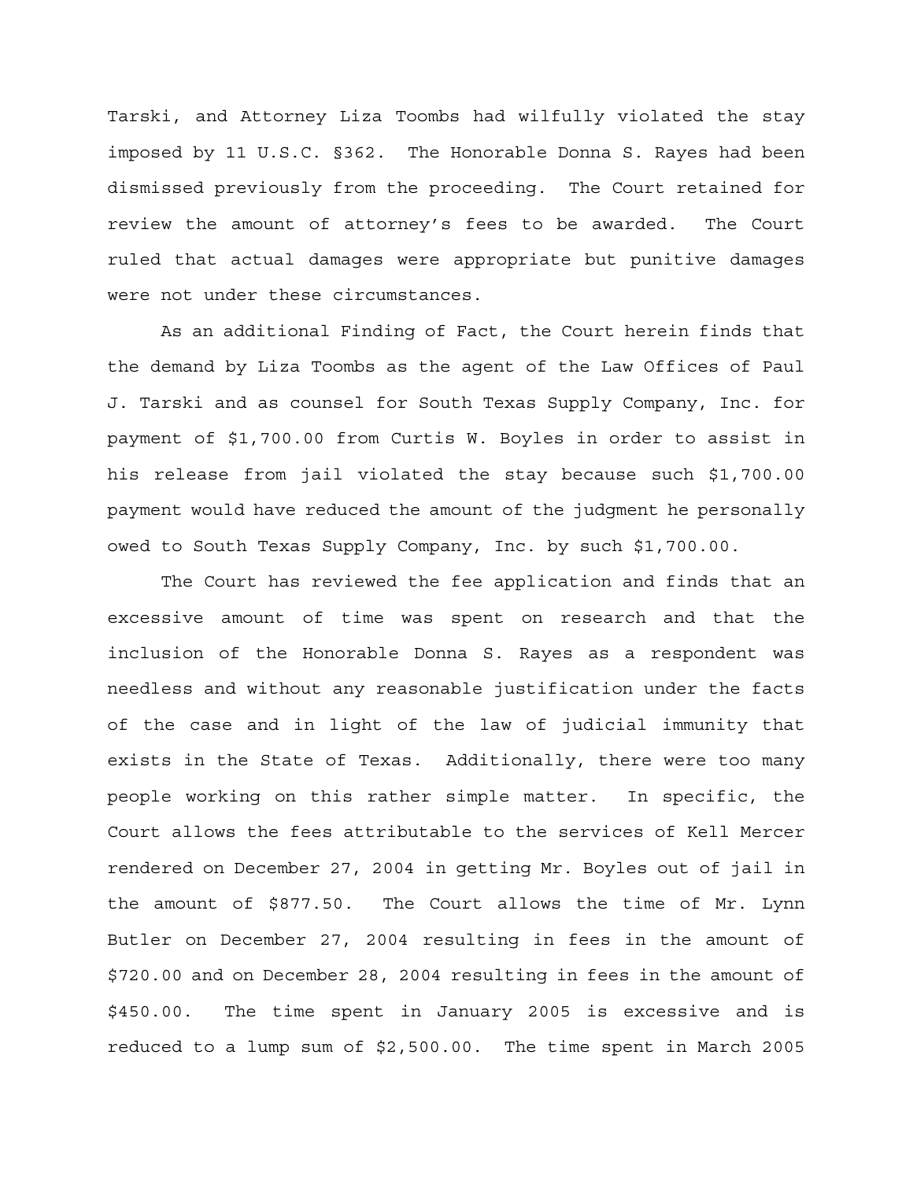Tarski, and Attorney Liza Toombs had wilfully violated the stay imposed by 11 U.S.C. §362. The Honorable Donna S. Rayes had been dismissed previously from the proceeding. The Court retained for review the amount of attorney's fees to be awarded. The Court ruled that actual damages were appropriate but punitive damages were not under these circumstances.

As an additional Finding of Fact, the Court herein finds that the demand by Liza Toombs as the agent of the Law Offices of Paul J. Tarski and as counsel for South Texas Supply Company, Inc. for payment of $1,700.00 from Curtis W. Boyles in order to assist in his release from jail violated the stay because such $1,700.00 payment would have reduced the amount of the judgment he personally owed to South Texas Supply Company, Inc. by such $1,700.00.

The Court has reviewed the fee application and finds that an excessive amount of time was spent on research and that the inclusion of the Honorable Donna S. Rayes as a respondent was needless and without any reasonable justification under the facts of the case and in light of the law of judicial immunity that exists in the State of Texas. Additionally, there were too many people working on this rather simple matter. In specific, the Court allows the fees attributable to the services of Kell Mercer rendered on December 27, 2004 in getting Mr. Boyles out of jail in the amount of $877.50. The Court allows the time of Mr. Lynn Butler on December 27, 2004 resulting in fees in the amount of $720.00 and on December 28, 2004 resulting in fees in the amount of $450.00. The time spent in January 2005 is excessive and is reduced to a lump sum of $2,500.00. The time spent in March 2005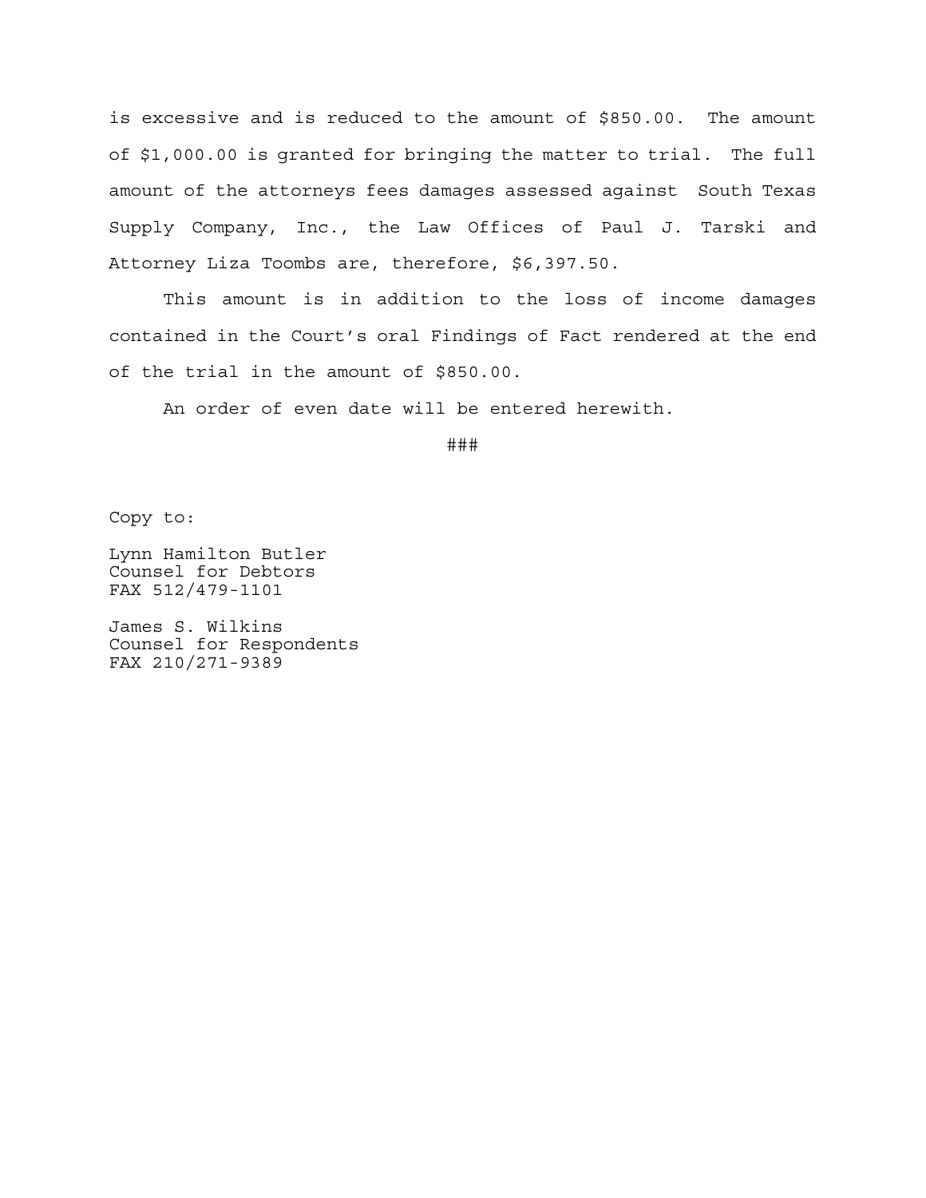is excessive and is reduced to the amount of $850.00. The amount of $1,000.00 is granted for bringing the matter to trial. The full amount of the attorneys fees damages assessed against South Texas Supply Company, Inc., the Law Offices of Paul J. Tarski and Attorney Liza Toombs are, therefore, $6,397.50.

This amount is in addition to the loss of income damages contained in the Court's oral Findings of Fact rendered at the end of the trial in the amount of $850.00.

An order of even date will be entered herewith.

###

Copy to:

Lynn Hamilton Butler
Counsel for Debtors
FAX 512/479-1101

James S. Wilkins
Counsel for Respondents
FAX 210/271-9389